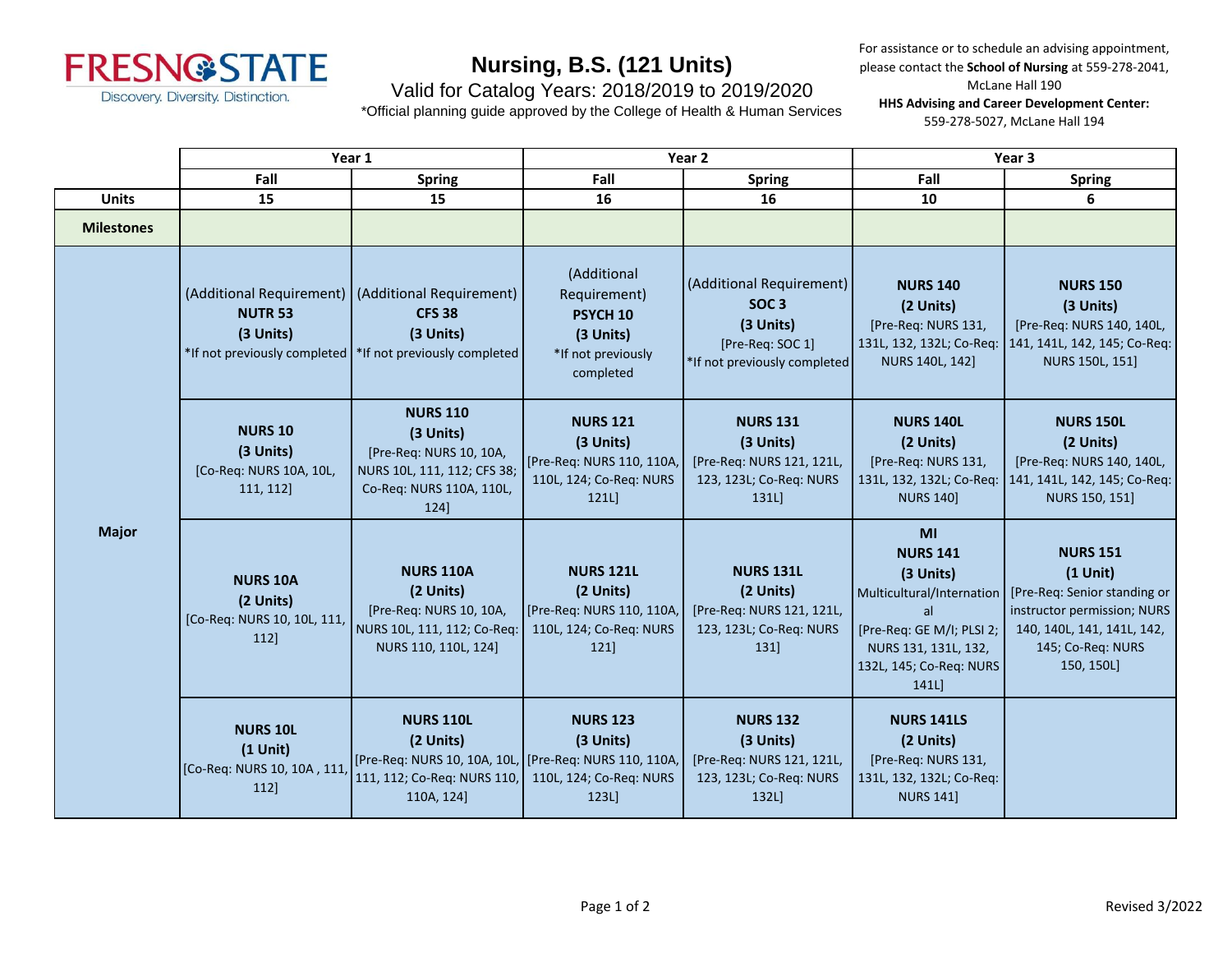FRESNO STATE
Discovery. Diversity. Distinction.

# Nursing, B.S. (121 Units)

Valid for Catalog Years: 2018/2019 to 2019/2020

*Official planning guide approved by the College of Health & Human Services

For assistance or to schedule an advising appointment, please contact the **School of Nursing** at 559-278-2041, McLane Hall 190

**HHS Advising and Career Development Center:** 559-278-5027, McLane Hall 194

| | Year 1 | | Year 2 | | Year 3 | |
|---|---|---|---|---|---|---|
| | **Fall** | **Spring** | **Fall** | **Spring** | **Fall** | **Spring** |
| **Units** | **15** | **15** | **16** | **16** | **10** | **6** |
| **Milestones** | | | | | | |
| **Major** | (Additional Requirement) **NUTR 53** **(3 Units)** *If not previously completed | (Additional Requirement) **CFS 38** **(3 Units)** *If not previously completed | (Additional Requirement) **PSYCH 10** **(3 Units)** *If not previously completed | (Additional Requirement) **SOC 3** **(3 Units)** [Pre-Req: SOC 1] *If not previously completed | **NURS 140** **(2 Units)** [Pre-Req: NURS 131, 131L, 132, 132L; Co-Req: NURS 140L, 142] | **NURS 150** **(3 Units)** [Pre-Req: NURS 140, 140L, 141, 141L, 142, 145; Co-Req: NURS 150L, 151] |
| | **NURS 10** **(3 Units)** [Co-Req: NURS 10A, 10L, 111, 112] | **NURS 110** **(3 Units)** [Pre-Req: NURS 10, 10A, NURS 10L, 111, 112; CFS 38; Co-Req: NURS 110A, 110L, 124] | **NURS 121** **(3 Units)** [Pre-Req: NURS 110, 110A, 110L, 124; Co-Req: NURS 121L] | **NURS 131** **(3 Units)** [Pre-Req: NURS 121, 121L, 123, 123L; Co-Req: NURS 131L] | **NURS 140L** **(2 Units)** [Pre-Req: NURS 131, 131L, 132, 132L; Co-Req: NURS 140] | **NURS 150L** **(2 Units)** [Pre-Req: NURS 140, 140L, 141, 141L, 142, 145; Co-Req: NURS 150, 151] |
| | **NURS 10A** **(2 Units)** [Co-Req: NURS 10, 10L, 111, 112] | **NURS 110A** **(2 Units)** [Pre-Req: NURS 10, 10A, NURS 10L, 111, 112; Co-Req: NURS 110, 110L, 124] | **NURS 121L** **(2 Units)** [Pre-Req: NURS 110, 110A, 110L, 124; Co-Req: NURS 121] | **NURS 131L** **(2 Units)** [Pre-Req: NURS 121, 121L, 123, 123L; Co-Req: NURS 131] | **MI** **NURS 141** **(3 Units)** Multicultural/International [Pre-Req: GE M/I; PLSI 2; NURS 131, 131L, 132, 132L, 145; Co-Req: NURS 141L] | **NURS 151** **(1 Unit)** [Pre-Req: Senior standing or instructor permission; NURS 140, 140L, 141, 141L, 142, 145; Co-Req: NURS 150, 150L] |
| | **NURS 10L** **(1 Unit)** [Co-Req: NURS 10, 10A , 111, 112] | **NURS 110L** **(2 Units)** [Pre-Req: NURS 10, 10A, 10L, 111, 112; Co-Req: NURS 110, 110A, 124] | **NURS 123** **(3 Units)** [Pre-Req: NURS 110, 110A, 110L, 124; Co-Req: NURS 123L] | **NURS 132** **(3 Units)** [Pre-Req: NURS 121, 121L, 123, 123L; Co-Req: NURS 132L] | **NURS 141LS** **(2 Units)** [Pre-Req: NURS 131, 131L, 132, 132L; Co-Req: NURS 141] | |

Revised 3/2022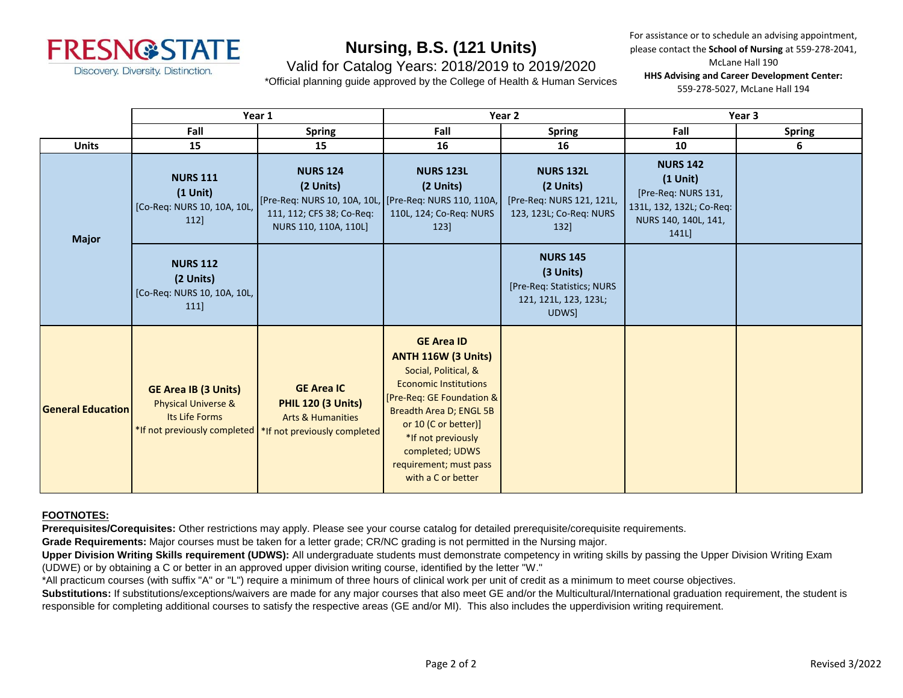# Nursing, B.S. (121 Units)

Valid for Catalog Years: 2018/2019 to 2019/2020

*Official planning guide approved by the College of Health & Human Services

For assistance or to schedule an advising appointment, please contact the **School of Nursing** at 559-278-2041, McLane Hall 190

**HHS Advising and Career Development Center:** 559-278-5027, McLane Hall 194

| | Year 1 | | Year 2 | | Year 3 | |
|---|---|---|---|---|---|---|
| | **Fall** | **Spring** | **Fall** | **Spring** | **Fall** | **Spring** |
| **Units** | **15** | **15** | **16** | **16** | **10** | **6** |
| **Major** | **NURS 111 (1 Unit)** [Co-Req: NURS 10, 10A, 10L, 112] | **NURS 124 (2 Units)** [Pre-Req: NURS 10, 10A, 10L, 111, 112; CFS 38; Co-Req: NURS 110, 110A, 110L] | **NURS 123L (2 Units)** [Pre-Req: NURS 110, 110A, 110L, 124; Co-Req: NURS 123] | **NURS 132L (2 Units)** [Pre-Req: NURS 121, 121L, 123, 123L; Co-Req: NURS 132] | **NURS 142 (1 Unit)** [Pre-Req: NURS 131, 131L, 132, 132L; Co-Req: NURS 140, 140L, 141, 141L] | |
| **Major** | **NURS 112 (2 Units)** [Co-Req: NURS 10, 10A, 10L, 111] | | | **NURS 145 (3 Units)** [Pre-Req: Statistics; NURS 121, 121L, 123, 123L; UDWS] | | |
| **General Education** | **GE Area IB (3 Units)** Physical Universe & Its Life Forms *If not previously completed | **GE Area IC PHIL 120 (3 Units)** Arts & Humanities *If not previously completed | **GE Area ID ANTH 116W (3 Units)** Social, Political, & Economic Institutions [Pre-Req: GE Foundation & Breadth Area D; ENGL 5B or 10 (C or better)] *If not previously completed; UDWS requirement; must pass with a C or better | | | |

**FOOTNOTES:**

**Prerequisites/Corequisites:** Other restrictions may apply. Please see your course catalog for detailed prerequisite/corequisite requirements.

**Grade Requirements:** Major courses must be taken for a letter grade; CR/NC grading is not permitted in the Nursing major.

**Upper Division Writing Skills requirement (UDWS):** All undergraduate students must demonstrate competency in writing skills by passing the Upper Division Writing Exam (UDWE) or by obtaining a C or better in an approved upper division writing course, identified by the letter "W."

*All practicum courses (with suffix "A" or "L") require a minimum of three hours of clinical work per unit of credit as a minimum to meet course objectives.

**Substitutions:** If substitutions/exceptions/waivers are made for any major courses that also meet GE and/or the Multicultural/International graduation requirement, the student is responsible for completing additional courses to satisfy the respective areas (GE and/or MI). This also includes the upperdivision writing requirement.

Revised 3/2022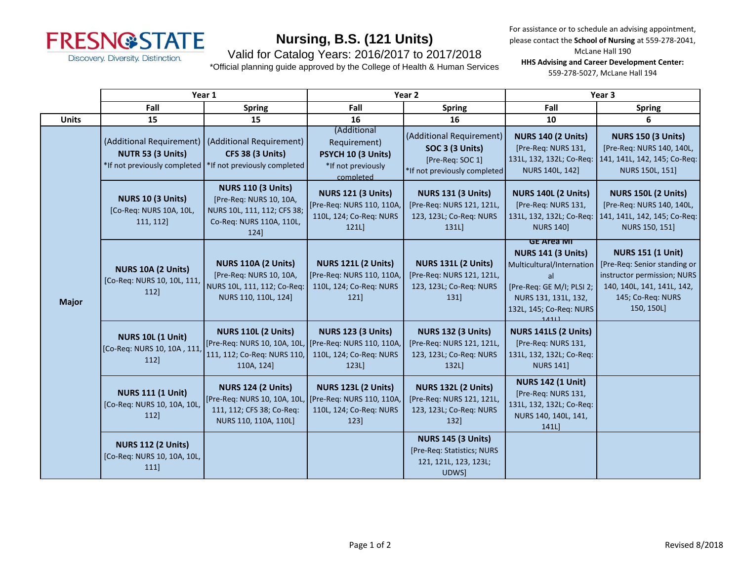# Nursing, B.S. (121 Units)

Valid for Catalog Years: 2016/2017 to 2017/2018

*Official planning guide approved by the College of Health & Human Services

For assistance or to schedule an advising appointment, please contact the **School of Nursing** at 559-278-2041, McLane Hall 190

**HHS Advising and Career Development Center:** 559-278-5027, McLane Hall 194

| | Year 1 | | Year 2 | | Year 3 | |
|---|---|---|---|---|---|---|
| | Fall | Spring | Fall | Spring | Fall | Spring |
| **Units** | 15 | 15 | 16 | 16 | 10 | 6 |
| **Major** | (Additional Requirement) **NUTR 53 (3 Units)** *If not previously completed | (Additional Requirement) **CFS 38 (3 Units)** *If not previously completed | (Additional Requirement) **PSYCH 10 (3 Units)** *If not previously completed | (Additional Requirement) **SOC 3 (3 Units)** [Pre-Req: SOC 1] *If not previously completed | **NURS 140 (2 Units)** [Pre-Req: NURS 131, 131L, 132, 132L; Co-Req: NURS 140L, 142] | **NURS 150 (3 Units)** [Pre-Req: NURS 140, 140L, 141, 141L, 142, 145; Co-Req: NURS 150L, 151] |
| | **NURS 10 (3 Units)** [Co-Req: NURS 10A, 10L, 111, 112] | **NURS 110 (3 Units)** [Pre-Req: NURS 10, 10A, NURS 10L, 111, 112; CFS 38; Co-Req: NURS 110A, 110L, 124] | **NURS 121 (3 Units)** [Pre-Req: NURS 110, 110A, 110L, 124; Co-Req: NURS 121L] | **NURS 131 (3 Units)** [Pre-Req: NURS 121, 121L, 123, 123L; Co-Req: NURS 131L] | **NURS 140L (2 Units)** [Pre-Req: NURS 131, 131L, 132, 132L; Co-Req: NURS 140] | **NURS 150L (2 Units)** [Pre-Req: NURS 140, 140L, 141, 141L, 142, 145; Co-Req: NURS 150, 151] |
| | **NURS 10A (2 Units)** [Co-Req: NURS 10, 10L, 111, 112] | **NURS 110A (2 Units)** [Pre-Req: NURS 10, 10A, NURS 10L, 111, 112; Co-Req: NURS 110, 110L, 124] | **NURS 121L (2 Units)** [Pre-Req: NURS 110, 110A, 110L, 124; Co-Req: NURS 121] | **NURS 131L (2 Units)** [Pre-Req: NURS 121, 121L, 123, 123L; Co-Req: NURS 131] | GE Area MI **NURS 141 (3 Units)** Multicultural/International [Pre-Req: GE M/I; PLSI 2; NURS 131, 131L, 132, 132L, 145; Co-Req: NURS 141L] | **NURS 151 (1 Unit)** [Pre-Req: Senior standing or instructor permission; NURS 140, 140L, 141, 141L, 142, 145; Co-Req: NURS 150, 150L] |
| | **NURS 10L (1 Unit)** [Co-Req: NURS 10, 10A , 111, 112] | **NURS 110L (2 Units)** [Pre-Req: NURS 10, 10A, 10L, 111, 112; Co-Req: NURS 110, 110A, 124] | **NURS 123 (3 Units)** [Pre-Req: NURS 110, 110A, 110L, 124; Co-Req: NURS 123L] | **NURS 132 (3 Units)** [Pre-Req: NURS 121, 121L, 123, 123L; Co-Req: NURS 132L] | **NURS 141LS (2 Units)** [Pre-Req: NURS 131, 131L, 132, 132L; Co-Req: NURS 141] | |
| | **NURS 111 (1 Unit)** [Co-Req: NURS 10, 10A, 10L, 112] | **NURS 124 (2 Units)** [Pre-Req: NURS 10, 10A, 10L, 111, 112; CFS 38; Co-Req: NURS 110, 110A, 110L] | **NURS 123L (2 Units)** [Pre-Req: NURS 110, 110A, 110L, 124; Co-Req: NURS 123] | **NURS 132L (2 Units)** [Pre-Req: NURS 121, 121L, 123, 123L; Co-Req: NURS 132] | **NURS 142 (1 Unit)** [Pre-Req: NURS 131, 131L, 132, 132L; Co-Req: NURS 140, 140L, 141, 141L] | |
| | **NURS 112 (2 Units)** [Co-Req: NURS 10, 10A, 10L, 111] | | | **NURS 145 (3 Units)** [Pre-Req: Statistics; NURS 121, 121L, 123, 123L; UDWS] | | |

Revised 8/2018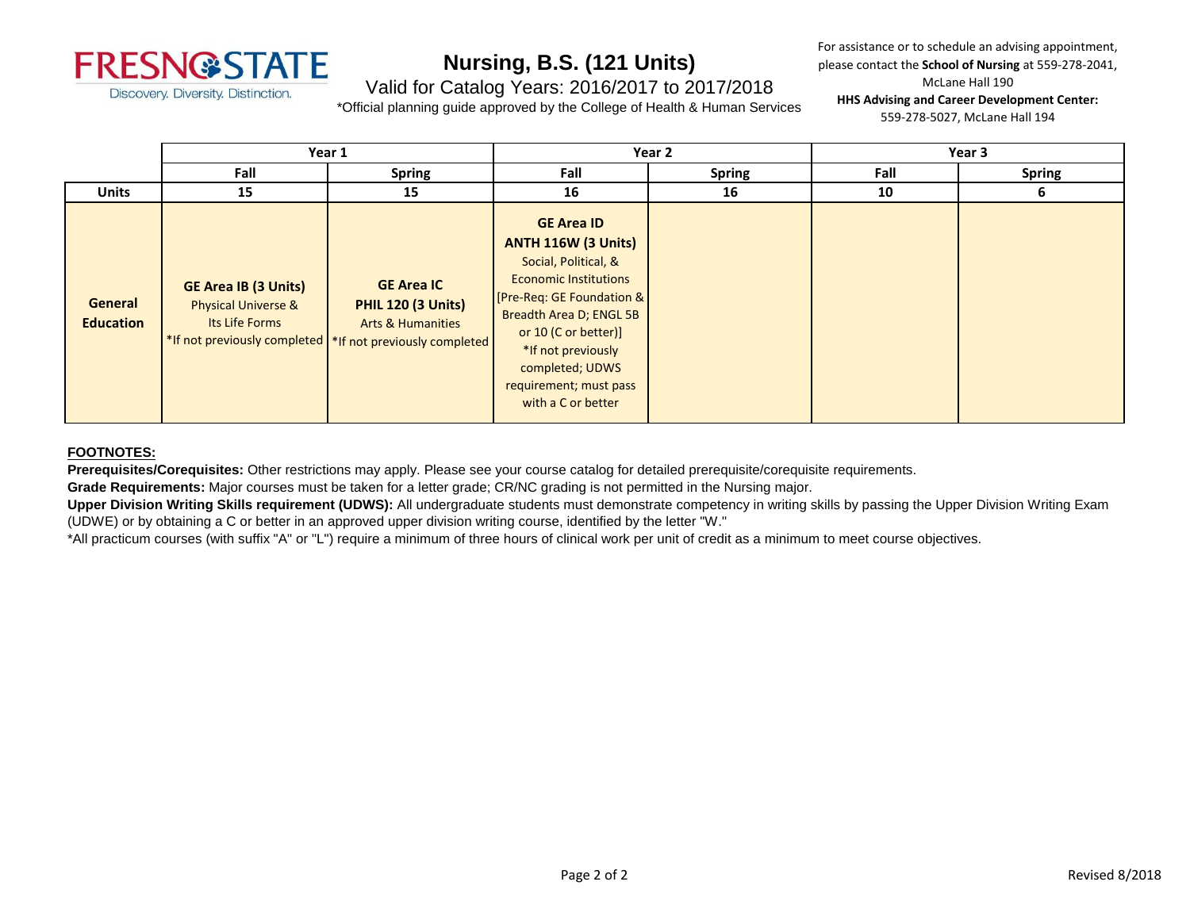# Nursing, B.S. (121 Units)

Valid for Catalog Years: 2016/2017 to 2017/2018

*Official planning guide approved by the College of Health & Human Services

For assistance or to schedule an advising appointment, please contact the **School of Nursing** at 559-278-2041, McLane Hall 190

**HHS Advising and Career Development Center:** 559-278-5027, McLane Hall 194

| | Year 1 | | Year 2 | | Year 3 | |
|---|---|---|---|---|---|---|
| | Fall | Spring | Fall | Spring | Fall | Spring |
| **Units** | 15 | 15 | 16 | 16 | 10 | 6 |
| **General Education** | **GE Area IB (3 Units)** Physical Universe & Its Life Forms *If not previously completed | **GE Area IC PHIL 120 (3 Units)** Arts & Humanities *If not previously completed | **GE Area ID ANTH 116W (3 Units)** Social, Political, & Economic Institutions [Pre-Req: GE Foundation & Breadth Area D; ENGL 5B or 10 (C or better)] *If not previously completed; UDWS requirement; must pass with a C or better | | | |

**FOOTNOTES:**

**Prerequisites/Corequisites:** Other restrictions may apply. Please see your course catalog for detailed prerequisite/corequisite requirements.

**Grade Requirements:** Major courses must be taken for a letter grade; CR/NC grading is not permitted in the Nursing major.

**Upper Division Writing Skills requirement (UDWS):** All undergraduate students must demonstrate competency in writing skills by passing the Upper Division Writing Exam (UDWE) or by obtaining a C or better in an approved upper division writing course, identified by the letter "W."

*All practicum courses (with suffix "A" or "L") require a minimum of three hours of clinical work per unit of credit as a minimum to meet course objectives.

Revised 8/2018